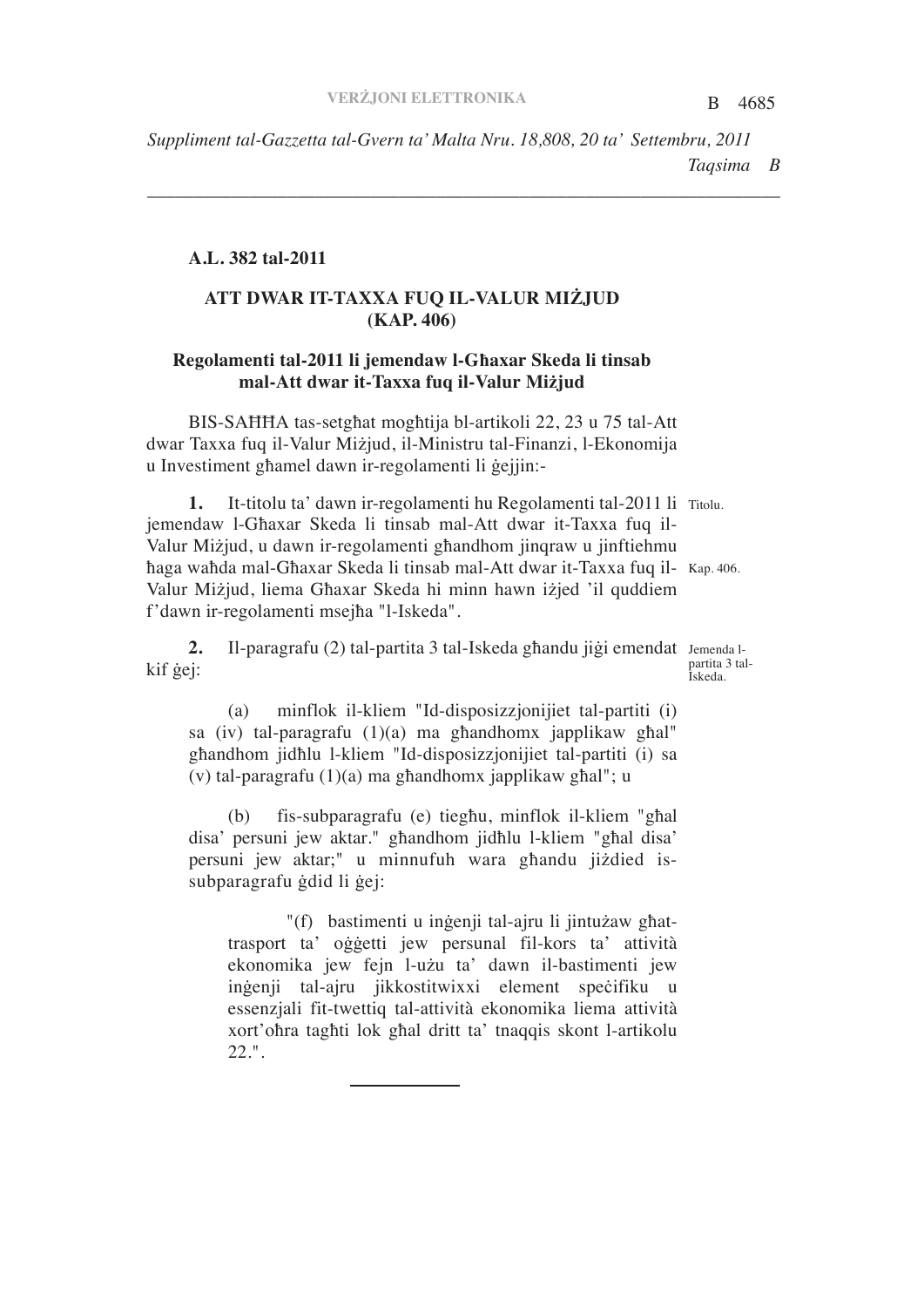**A.L. 382 tal-2011**

## ATT DWAR IT-TAXXA FUQ IL-VALUR MIŻJUD (KAP. 406)

### Regolamenti tal-2011 li jemendaw l-Għaxar Skeda li tinsab mal-Att dwar it-Taxxa fuq il-Valur Miżjud

BIS-SAĦĦA tas-setgħat mogħtija bl-artikoli 22, 23 u 75 tal-Att dwar Taxxa fuq il-Valur Miżjud, il-Ministru tal-Finanzi, l-Ekonomija u Investiment għamel dawn ir-regolamenti li ġejjin:-

Titolu.

**1.** It-titolu ta' dawn ir-regolamenti hu Regolamenti tal-2011 li jemendaw l-Għaxar Skeda li tinsab mal-Att dwar it-Taxxa fuq il-Valur Miżjud, u dawn ir-regolamenti għandhom jinqraw u jinftiehmu ħaga waħda mal-Għaxar Skeda li tinsab mal-Att dwar it-Taxxa fuq il-Valur Miżjud, liema Għaxar Skeda hi minn hawn iżjed 'il quddiem f'dawn ir-regolamenti msejħa "l-Iskeda".

Kap. 406.

Jemenda l-partita 3 tal-Iskeda.

**2.** Il-paragrafu (2) tal-partita 3 tal-Iskeda għandu jiġi emendat kif ġej:

(a) minflok il-kliem "Id-disposizzjonijiet tal-partiti (i) sa (iv) tal-paragrafu (1)(a) ma għandhomx japplikaw għal" għandhom jidħlu l-kliem "Id-disposizzjonijiet tal-partiti (i) sa (v) tal-paragrafu (1)(a) ma għandhomx japplikaw għal"; u

(b) fis-subparagrafu (e) tiegħu, minflok il-kliem "għal disa' persuni jew aktar." għandhom jidħlu l-kliem "għal disa' persuni jew aktar;" u minnufuh wara għandu jiżdied is-subparagrafu ġdid li ġej:

"(f) bastimenti u inġenji tal-ajru li jintużaw għat-trasport ta' oġġetti jew persunal fil-kors ta' attività ekonomika jew fejn l-użu ta' dawn il-bastimenti jew inġenji tal-ajru jikkostitwixxi element speċifiku u essenzjali fit-twettiq tal-attività ekonomika liema attività xort'oħra tagħti lok għal dritt ta' tnaqqis skont l-artikolu 22.".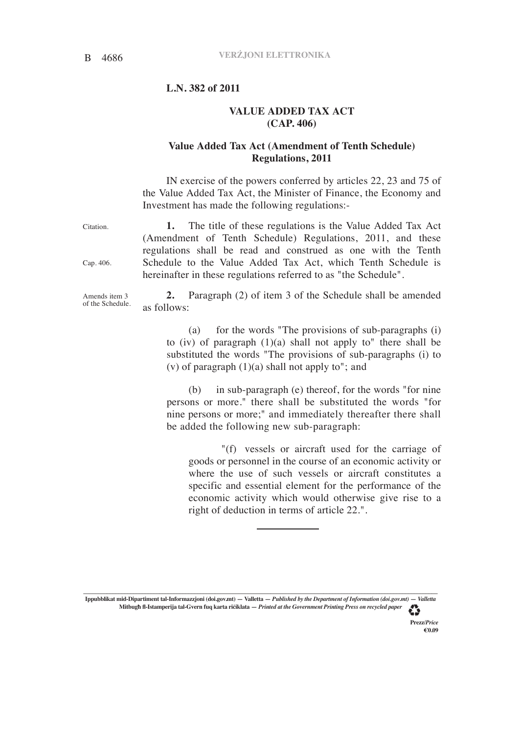**L.N. 382 of 2011**

## VALUE ADDED TAX ACT (CAP. 406)

### Value Added Tax Act (Amendment of Tenth Schedule) Regulations, 2011

IN exercise of the powers conferred by articles 22, 23 and 75 of the Value Added Tax Act, the Minister of Finance, the Economy and Investment has made the following regulations:-

Citation.

Cap. 406.

**1.** The title of these regulations is the Value Added Tax Act (Amendment of Tenth Schedule) Regulations, 2011, and these regulations shall be read and construed as one with the Tenth Schedule to the Value Added Tax Act, which Tenth Schedule is hereinafter in these regulations referred to as "the Schedule".

Amends item 3 of the Schedule.

**2.** Paragraph (2) of item 3 of the Schedule shall be amended as follows:

(a) for the words "The provisions of sub-paragraphs (i) to (iv) of paragraph (1)(a) shall not apply to" there shall be substituted the words "The provisions of sub-paragraphs (i) to (v) of paragraph (1)(a) shall not apply to"; and

(b) in sub-paragraph (e) thereof, for the words "for nine persons or more." there shall be substituted the words "for nine persons or more;" and immediately thereafter there shall be added the following new sub-paragraph:

"(f) vessels or aircraft used for the carriage of goods or personnel in the course of an economic activity or where the use of such vessels or aircraft constitutes a specific and essential element for the performance of the economic activity which would otherwise give rise to a right of deduction in terms of article 22.".

---

Ippubblikat mid-Dipartiment tal-Informazzjoni (doi.gov.mt) — Valletta — *Published by the Department of Information (doi.gov.mt) — Valletta*
Mitbugħ fl-Istamperija tal-Gvern fuq karta riċiklata — *Printed at the Government Printing Press on recycled paper*

Prezz/*Price* €0.09